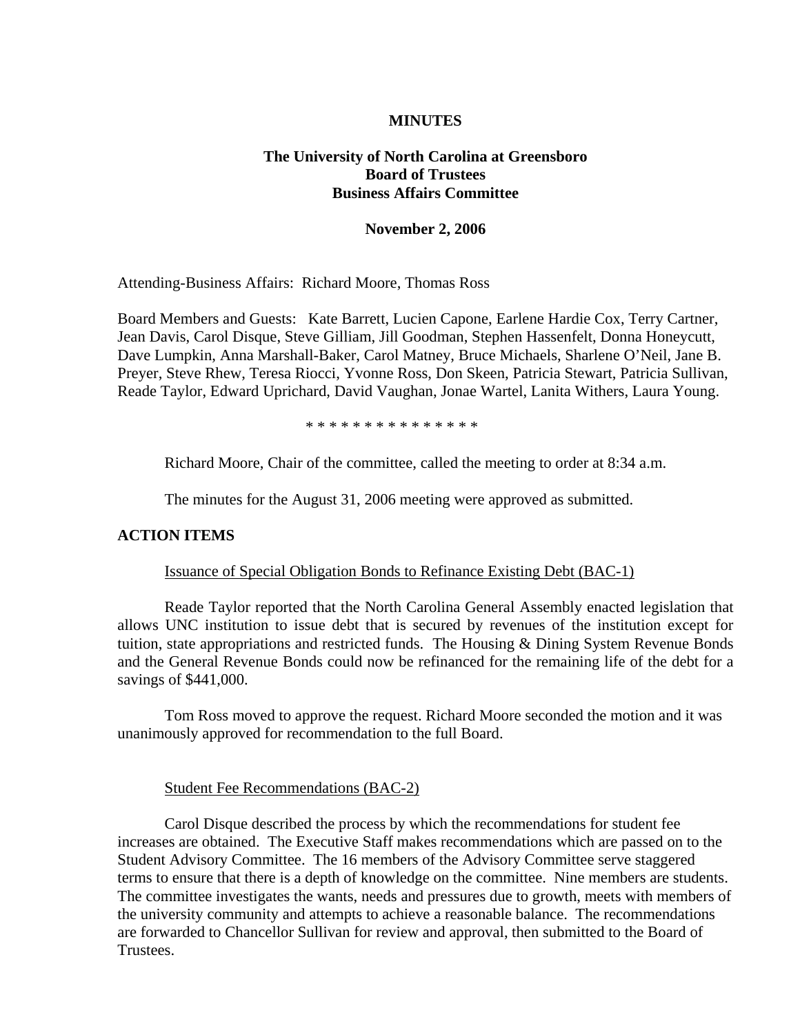**MINUTES**

**The University of North Carolina at Greensboro**
**Board of Trustees**
**Business Affairs Committee**

**November 2, 2006**

Attending-Business Affairs: Richard Moore, Thomas Ross

Board Members and Guests: Kate Barrett, Lucien Capone, Earlene Hardie Cox, Terry Cartner, Jean Davis, Carol Disque, Steve Gilliam, Jill Goodman, Stephen Hassenfelt, Donna Honeycutt, Dave Lumpkin, Anna Marshall-Baker, Carol Matney, Bruce Michaels, Sharlene O'Neil, Jane B. Preyer, Steve Rhew, Teresa Riocci, Yvonne Ross, Don Skeen, Patricia Stewart, Patricia Sullivan, Reade Taylor, Edward Uprichard, David Vaughan, Jonae Wartel, Lanita Withers, Laura Young.

* * * * * * * * * * * * * * *

Richard Moore, Chair of the committee, called the meeting to order at 8:34 a.m.

The minutes for the August 31, 2006 meeting were approved as submitted.

**ACTION ITEMS**

Issuance of Special Obligation Bonds to Refinance Existing Debt (BAC-1)

Reade Taylor reported that the North Carolina General Assembly enacted legislation that allows UNC institution to issue debt that is secured by revenues of the institution except for tuition, state appropriations and restricted funds. The Housing & Dining System Revenue Bonds and the General Revenue Bonds could now be refinanced for the remaining life of the debt for a savings of $441,000.

Tom Ross moved to approve the request. Richard Moore seconded the motion and it was unanimously approved for recommendation to the full Board.

Student Fee Recommendations (BAC-2)

Carol Disque described the process by which the recommendations for student fee increases are obtained. The Executive Staff makes recommendations which are passed on to the Student Advisory Committee. The 16 members of the Advisory Committee serve staggered terms to ensure that there is a depth of knowledge on the committee. Nine members are students. The committee investigates the wants, needs and pressures due to growth, meets with members of the university community and attempts to achieve a reasonable balance. The recommendations are forwarded to Chancellor Sullivan for review and approval, then submitted to the Board of Trustees.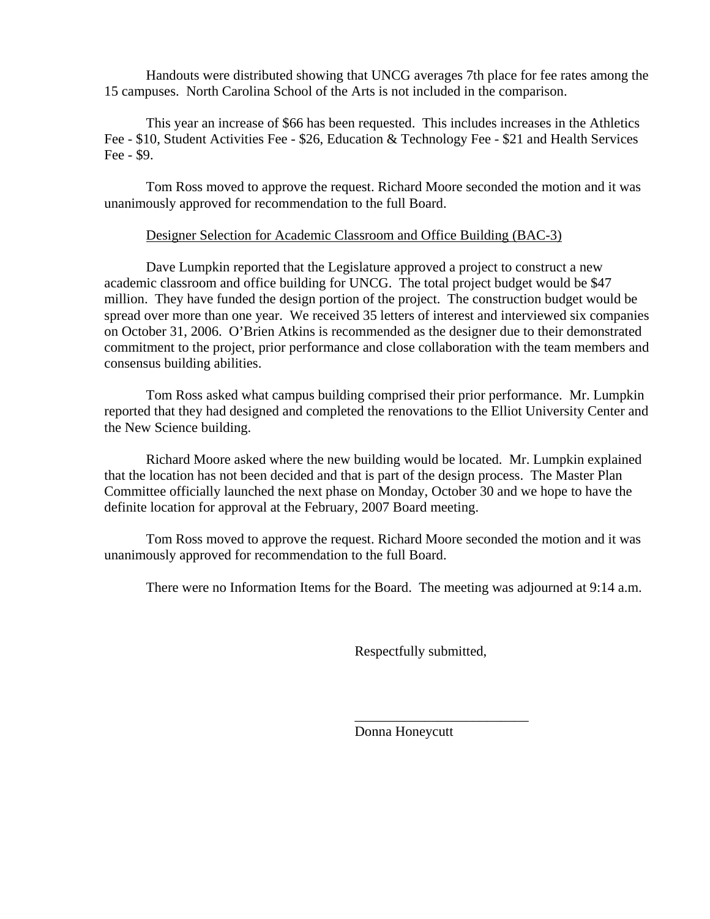Handouts were distributed showing that UNCG averages 7th place for fee rates among the 15 campuses. North Carolina School of the Arts is not included in the comparison.

This year an increase of $66 has been requested. This includes increases in the Athletics Fee - $10, Student Activities Fee - $26, Education & Technology Fee - $21 and Health Services Fee - $9.

Tom Ross moved to approve the request. Richard Moore seconded the motion and it was unanimously approved for recommendation to the full Board.

Designer Selection for Academic Classroom and Office Building (BAC-3)

Dave Lumpkin reported that the Legislature approved a project to construct a new academic classroom and office building for UNCG. The total project budget would be $47 million. They have funded the design portion of the project. The construction budget would be spread over more than one year. We received 35 letters of interest and interviewed six companies on October 31, 2006. O'Brien Atkins is recommended as the designer due to their demonstrated commitment to the project, prior performance and close collaboration with the team members and consensus building abilities.

Tom Ross asked what campus building comprised their prior performance. Mr. Lumpkin reported that they had designed and completed the renovations to the Elliot University Center and the New Science building.

Richard Moore asked where the new building would be located. Mr. Lumpkin explained that the location has not been decided and that is part of the design process. The Master Plan Committee officially launched the next phase on Monday, October 30 and we hope to have the definite location for approval at the February, 2007 Board meeting.

Tom Ross moved to approve the request. Richard Moore seconded the motion and it was unanimously approved for recommendation to the full Board.

There were no Information Items for the Board. The meeting was adjourned at 9:14 a.m.

Respectfully submitted,

\_\_\_\_\_\_\_\_\_\_\_\_\_\_\_\_\_\_\_\_\_\_\_\_\_\_

Donna Honeycutt